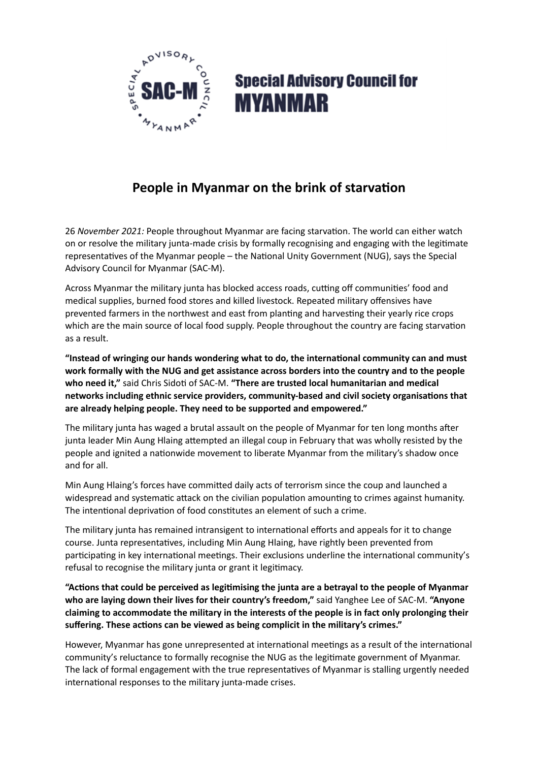**Special Advisory Council for MYANMAR**

# People in Myanmar on the brink of starvation

26 *November 2021:* People throughout Myanmar are facing starvation. The world can either watch on or resolve the military junta-made crisis by formally recognising and engaging with the legitimate representatives of the Myanmar people – the National Unity Government (NUG), says the Special Advisory Council for Myanmar (SAC-M).

Across Myanmar the military junta has blocked access roads, cutting off communities' food and medical supplies, burned food stores and killed livestock. Repeated military offensives have prevented farmers in the northwest and east from planting and harvesting their yearly rice crops which are the main source of local food supply. People throughout the country are facing starvation as a result.

**"Instead of wringing our hands wondering what to do, the international community can and must work formally with the NUG and get assistance across borders into the country and to the people who need it,"** said Chris Sidoti of SAC-M. **"There are trusted local humanitarian and medical networks including ethnic service providers, community-based and civil society organisations that are already helping people. They need to be supported and empowered."**

The military junta has waged a brutal assault on the people of Myanmar for ten long months after junta leader Min Aung Hlaing attempted an illegal coup in February that was wholly resisted by the people and ignited a nationwide movement to liberate Myanmar from the military's shadow once and for all.

Min Aung Hlaing's forces have committed daily acts of terrorism since the coup and launched a widespread and systematic attack on the civilian population amounting to crimes against humanity. The intentional deprivation of food constitutes an element of such a crime.

The military junta has remained intransigent to international efforts and appeals for it to change course. Junta representatives, including Min Aung Hlaing, have rightly been prevented from participating in key international meetings. Their exclusions underline the international community's refusal to recognise the military junta or grant it legitimacy.

**"Actions that could be perceived as legitimising the junta are a betrayal to the people of Myanmar who are laying down their lives for their country's freedom,"** said Yanghee Lee of SAC-M. **"Anyone claiming to accommodate the military in the interests of the people is in fact only prolonging their suffering. These actions can be viewed as being complicit in the military's crimes."**

However, Myanmar has gone unrepresented at international meetings as a result of the international community's reluctance to formally recognise the NUG as the legitimate government of Myanmar. The lack of formal engagement with the true representatives of Myanmar is stalling urgently needed international responses to the military junta-made crises.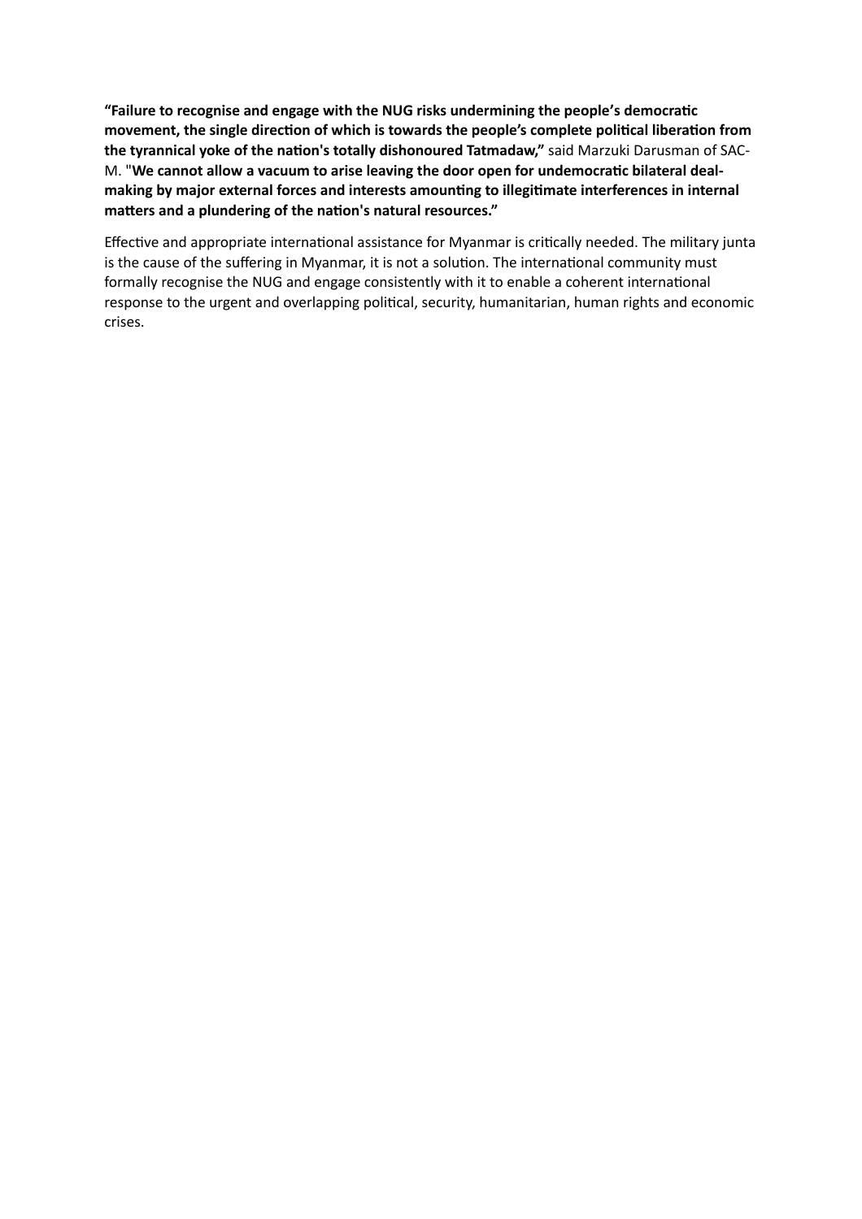**"Failure to recognise and engage with the NUG risks undermining the people's democratic movement, the single direction of which is towards the people's complete political liberation from the tyrannical yoke of the nation's totally dishonoured Tatmadaw,"** said Marzuki Darusman of SAC-M. "**We cannot allow a vacuum to arise leaving the door open for undemocratic bilateral deal-making by major external forces and interests amounting to illegitimate interferences in internal matters and a plundering of the nation's natural resources."**

Effective and appropriate international assistance for Myanmar is critically needed. The military junta is the cause of the suffering in Myanmar, it is not a solution. The international community must formally recognise the NUG and engage consistently with it to enable a coherent international response to the urgent and overlapping political, security, humanitarian, human rights and economic crises.